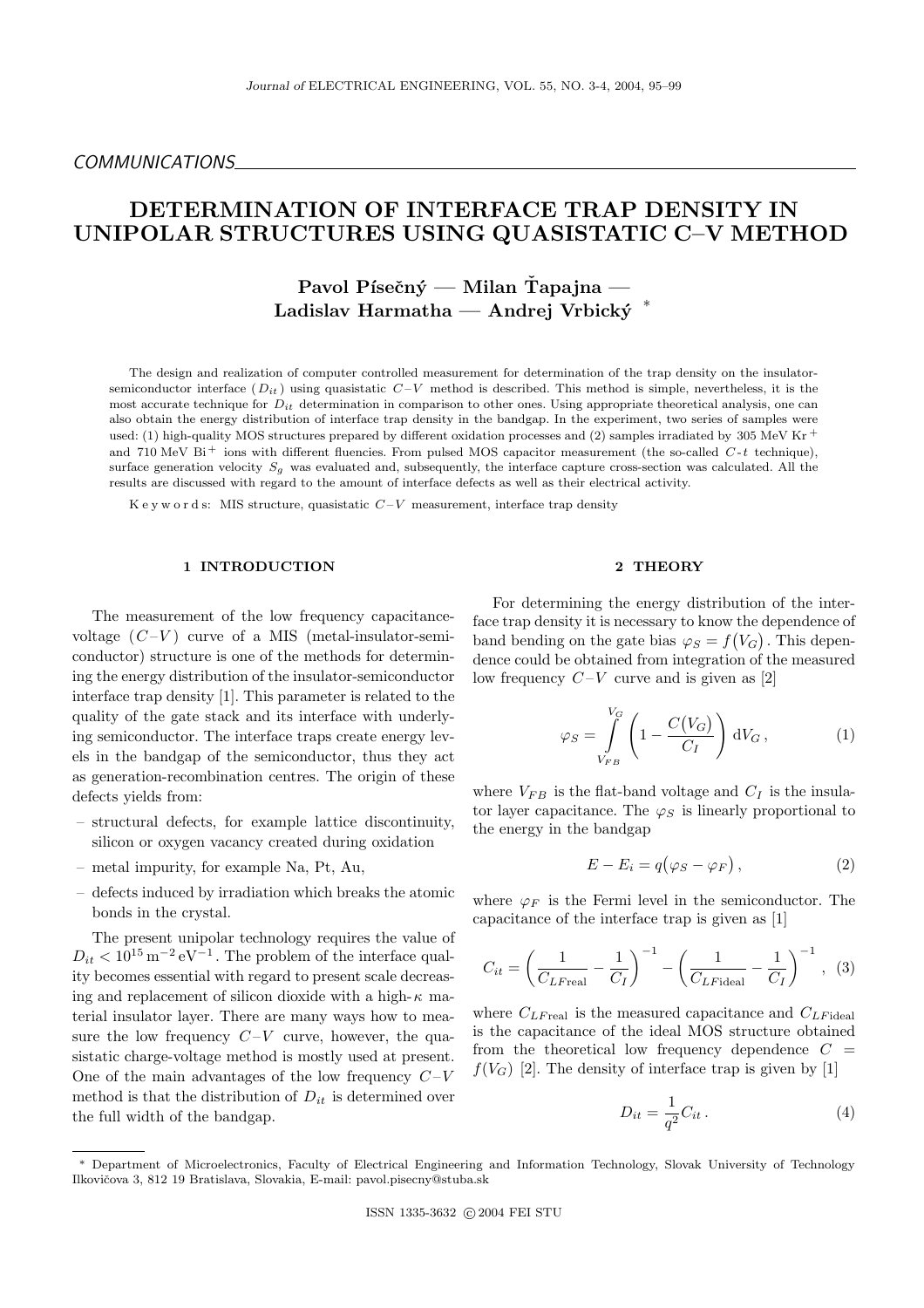COMMUNICATIONS

# DETERMINATION OF INTERFACE TRAP DENSITY IN UNIPOLAR STRUCTURES USING QUASISTATIC C–V METHOD

**Pavol Písečný — Milan Ťapajna — Ladislav Harmatha — Andrej Vrbický** *

The design and realization of computer controlled measurement for determination of the trap density on the insulator-semiconductor interface ($D_{it}$) using quasistatic $C$–$V$ method is described. This method is simple, nevertheless, it is the most accurate technique for $D_{it}$ determination in comparison to other ones. Using appropriate theoretical analysis, one can also obtain the energy distribution of interface trap density in the bandgap. In the experiment, two series of samples were used: (1) high-quality MOS structures prepared by different oxidation processes and (2) samples irradiated by 305 MeV $Kr^{+}$ and 710 MeV $Bi^{+}$ ions with different fluencies. From pulsed MOS capacitor measurement (the so-called $C$-$t$ technique), surface generation velocity $S_g$ was evaluated and, subsequently, the interface capture cross-section was calculated. All the results are discussed with regard to the amount of interface defects as well as their electrical activity.

K e y w o r d s: MIS structure, quasistatic $C$–$V$ measurement, interface trap density

## 1 INTRODUCTION

The measurement of the low frequency capacitance-voltage ($C$–$V$) curve of a MIS (metal-insulator-semiconductor) structure is one of the methods for determining the energy distribution of the insulator-semiconductor interface trap density [1]. This parameter is related to the quality of the gate stack and its interface with underlying semiconductor. The interface traps create energy levels in the bandgap of the semiconductor, thus they act as generation-recombination centres. The origin of these defects yields from:

- structural defects, for example lattice discontinuity, silicon or oxygen vacancy created during oxidation
- metal impurity, for example Na, Pt, Au,
- defects induced by irradiation which breaks the atomic bonds in the crystal.

The present unipolar technology requires the value of $D_{it} < 10^{15}\,\mathrm{m^{-2}\,eV^{-1}}$. The problem of the interface quality becomes essential with regard to present scale decreasing and replacement of silicon dioxide with a high-$\kappa$ material insulator layer. There are many ways how to measure the low frequency $C$–$V$ curve, however, the quasistatic charge-voltage method is mostly used at present. One of the main advantages of the low frequency $C$–$V$ method is that the distribution of $D_{it}$ is determined over the full width of the bandgap.

## 2 THEORY

For determining the energy distribution of the interface trap density it is necessary to know the dependence of band bending on the gate bias $\varphi_S = f(V_G)$. This dependence could be obtained from integration of the measured low frequency $C$–$V$ curve and is given as [2]

$$\varphi_S = \int_{V_{FB}}^{V_G} \left(1 - \frac{C(V_G)}{C_I}\right) \mathrm{d}V_G \,, \tag{1}$$

where $V_{FB}$ is the flat-band voltage and $C_I$ is the insulator layer capacitance. The $\varphi_S$ is linearly proportional to the energy in the bandgap

$$E - E_i = q(\varphi_S - \varphi_F) \,, \tag{2}$$

where $\varphi_F$ is the Fermi level in the semiconductor. The capacitance of the interface trap is given as [1]

$$C_{it} = \left(\frac{1}{C_{LF\mathrm{real}}} - \frac{1}{C_I}\right)^{-1} - \left(\frac{1}{C_{LF\mathrm{ideal}}} - \frac{1}{C_I}\right)^{-1} \,, \tag{3}$$

where $C_{LF\mathrm{real}}$ is the measured capacitance and $C_{LF\mathrm{ideal}}$ is the capacitance of the ideal MOS structure obtained from the theoretical low frequency dependence $C = f(V_G)$ [2]. The density of interface trap is given by [1]

$$D_{it} = \frac{1}{q^2} C_{it} \,. \tag{4}$$

---

\* Department of Microelectronics, Faculty of Electrical Engineering and Information Technology, Slovak University of Technology Ilkovičova 3, 812 19 Bratislava, Slovakia, E-mail: pavol.pisecny@stuba.sk

ISSN 1335-3632 © 2004 FEI STU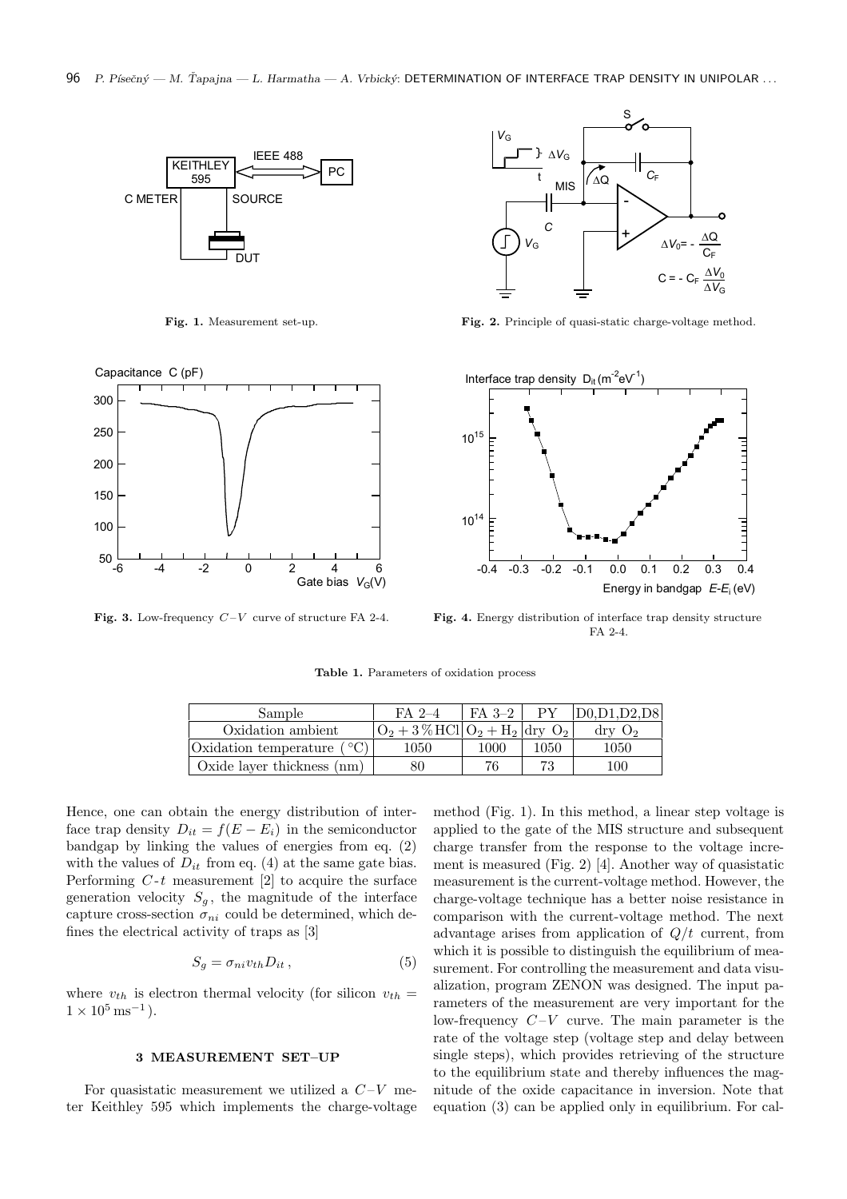Fig. 1. Measurement set-up.

Fig. 2. Principle of quasi-static charge-voltage method.

Fig. 3. Low-frequency $C$–$V$ curve of structure FA 2-4.

Fig. 4. Energy distribution of interface trap density structure FA 2-4.

**Table 1.** Parameters of oxidation process

| Sample | FA 2–4 | FA 3–2 | PY | D0,D1,D2,D8 |
|---|---|---|---|---|
| Oxidation ambient | $O_2 + 3\,\%\mathrm{HCl}$ | $O_2 + H_2$ | dry $O_2$ | dry $O_2$ |
| Oxidation temperature (°C) | 1050 | 1000 | 1050 | 1050 |
| Oxide layer thickness (nm) | 80 | 76 | 73 | 100 |

Hence, one can obtain the energy distribution of interface trap density $D_{it} = f(E - E_i)$ in the semiconductor bandgap by linking the values of energies from eq. (2) with the values of $D_{it}$ from eq. (4) at the same gate bias. Performing $C$-$t$ measurement [2] to acquire the surface generation velocity $S_g$, the magnitude of the interface capture cross-section $\sigma_{ni}$ could be determined, which defines the electrical activity of traps as [3]

$$S_g = \sigma_{ni} v_{th} D_{it}\,, \tag{5}$$

where $v_{th}$ is electron thermal velocity (for silicon $v_{th} = 1 \times 10^5\,\mathrm{ms}^{-1}$).

### 3 MEASUREMENT SET–UP

For quasistatic measurement we utilized a $C$–$V$ meter Keithley 595 which implements the charge-voltage method (Fig. 1). In this method, a linear step voltage is applied to the gate of the MIS structure and subsequent charge transfer from the response to the voltage increment is measured (Fig. 2) [4]. Another way of quasistatic measurement is the current-voltage method. However, the charge-voltage technique has a better noise resistance in comparison with the current-voltage method. The next advantage arises from application of $Q/t$ current, from which it is possible to distinguish the equilibrium of measurement. For controlling the measurement and data visualization, program ZENON was designed. The input parameters of the measurement are very important for the low-frequency $C$–$V$ curve. The main parameter is the rate of the voltage step (voltage step and delay between single steps), which provides retrieving of the structure to the equilibrium state and thereby influences the magnitude of the oxide capacitance in inversion. Note that equation (3) can be applied only in equilibrium. For cal-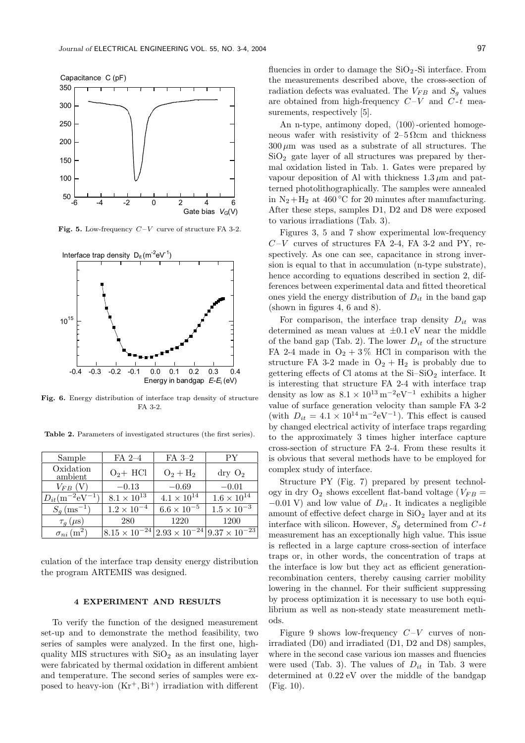Fig. 5. Low-frequency $C$–$V$ curve of structure FA 3-2.

Fig. 6. Energy distribution of interface trap density of structure FA 3-2.

**Table 2.** Parameters of investigated structures (the first series).

| Sample | FA 2–4 | FA 3–2 | PY |
|---|---|---|---|
| Oxidation ambient | $O_2$+ HCl | $O_2 + H_2$ | dry $O_2$ |
| $V_{FB}$ (V) | $-0.13$ | $-0.69$ | $-0.01$ |
| $D_{it}(\mathrm{m^{-2}eV^{-1}})$ | $8.1 \times 10^{13}$ | $4.1 \times 10^{14}$ | $1.6 \times 10^{14}$ |
| $S_g$ ($\mathrm{ms^{-1}}$) | $1.2 \times 10^{-4}$ | $6.6 \times 10^{-5}$ | $1.5 \times 10^{-3}$ |
| $\tau_g$ ($\mu$s) | 280 | 1220 | 1200 |
| $\sigma_{ni}$ ($\mathrm{m^2}$) | $8.15 \times 10^{-24}$ | $2.93 \times 10^{-24}$ | $9.37 \times 10^{-23}$ |

culation of the interface trap density energy distribution the program ARTEMIS was designed.

## 4 EXPERIMENT AND RESULTS

To verify the function of the designed measurement set-up and to demonstrate the method feasibility, two series of samples were analyzed. In the first one, high-quality MIS structures with $SiO_2$ as an insulating layer were fabricated by thermal oxidation in different ambient and temperature. The second series of samples were exposed to heavy-ion ($Kr^+, Bi^+$) irradiation with different fluencies in order to damage the $SiO_2$-Si interface. From the measurements described above, the cross-section of radiation defects was evaluated. The $V_{FB}$ and $S_g$ values are obtained from high-frequency $C$–$V$ and $C$-$t$ measurements, respectively [5].

An n-type, antimony doped, $\langle 100 \rangle$-oriented homogeneous wafer with resistivity of 2–5 $\Omega$cm and thickness 300 $\mu$m was used as a substrate of all structures. The $SiO_2$ gate layer of all structures was prepared by thermal oxidation listed in Tab. 1. Gates were prepared by vapour deposition of Al with thickness 1.3 $\mu$m and patterned photolithographically. The samples were annealed in $N_2 + H_2$ at 460 °C for 20 minutes after manufacturing. After these steps, samples D1, D2 and D8 were exposed to various irradiations (Tab. 3).

Figures 3, 5 and 7 show experimental low-frequency $C$–$V$ curves of structures FA 2-4, FA 3-2 and PY, respectively. As one can see, capacitance in strong inversion is equal to that in accumulation (n-type substrate), hence according to equations described in section 2, differences between experimental data and fitted theoretical ones yield the energy distribution of $D_{it}$ in the band gap (shown in figures 4, 6 and 8).

For comparison, the interface trap density $D_{it}$ was determined as mean values at $\pm 0.1$ eV near the middle of the band gap (Tab. 2). The lower $D_{it}$ of the structure FA 2-4 made in $O_2$ + 3% HCl in comparison with the structure FA 3-2 made in $O_2 + H_2$ is probably due to gettering effects of Cl atoms at the Si–$SiO_2$ interface. It is interesting that structure FA 2-4 with interface trap density as low as $8.1 \times 10^{13}\,\mathrm{m^{-2}eV^{-1}}$ exhibits a higher value of surface generation velocity than sample FA 3-2 (with $D_{it} = 4.1 \times 10^{14}\,\mathrm{m^{-2}eV^{-1}}$). This effect is caused by changed electrical activity of interface traps regarding to the approximately 3 times higher interface capture cross-section of structure FA 2-4. From these results it is obvious that several methods have to be employed for complex study of interface.

Structure PY (Fig. 7) prepared by present technology in dry $O_2$ shows excellent flat-band voltage ($V_{FB} = -0.01$ V) and low value of $D_{it}$. It indicates a negligible amount of effective defect charge in $SiO_2$ layer and at its interface with silicon. However, $S_g$ determined from $C$-$t$ measurement has an exceptionally high value. This issue is reflected in a large capture cross-section of interface traps or, in other words, the concentration of traps at the interface is low but they act as efficient generation-recombination centers, thereby causing carrier mobility lowering in the channel. For their sufficient suppressing by process optimization it is necessary to use both equilibrium as well as non-steady state measurement methods.

Figure 9 shows low-frequency $C$–$V$ curves of non-irradiated (D0) and irradiated (D1, D2 and D8) samples, where in the second case various ion masses and fluencies were used (Tab. 3). The values of $D_{it}$ in Tab. 3 were determined at 0.22 eV over the middle of the bandgap (Fig. 10).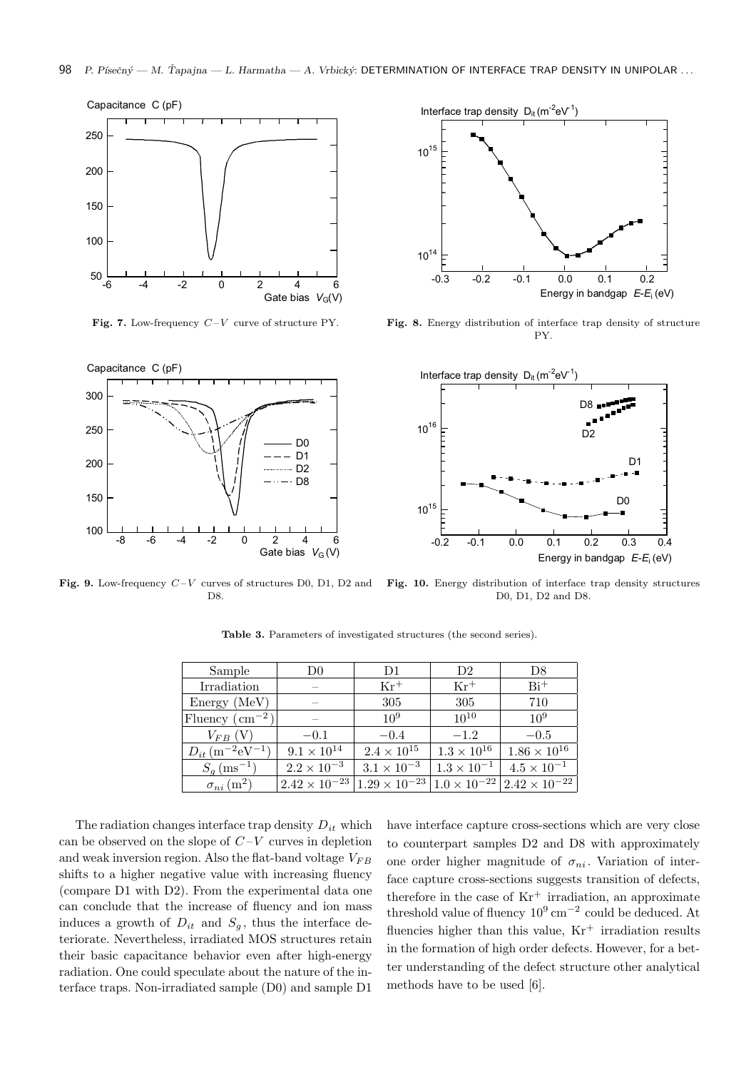**Fig. 7.** Low-frequency $C$–$V$ curve of structure PY.

**Fig. 8.** Energy distribution of interface trap density of structure PY.

**Fig. 9.** Low-frequency $C$–$V$ curves of structures D0, D1, D2 and D8.

**Fig. 10.** Energy distribution of interface trap density structures D0, D1, D2 and D8.

**Table 3.** Parameters of investigated structures (the second series).

| Sample | D0 | D1 | D2 | D8 |
|---|---|---|---|---|
| Irradiation | – | $Kr^+$ | $Kr^+$ | $Bi^+$ |
| Energy (MeV) | – | 305 | 305 | 710 |
| Fluency ($cm^{-2}$) | – | $10^9$ | $10^{10}$ | $10^9$ |
| $V_{FB}$ (V) | $-0.1$ | $-0.4$ | $-1.2$ | $-0.5$ |
| $D_{it}$ ($m^{-2}eV^{-1}$) | $9.1 \times 10^{14}$ | $2.4 \times 10^{15}$ | $1.3 \times 10^{16}$ | $1.86 \times 10^{16}$ |
| $S_g$ ($ms^{-1}$) | $2.2 \times 10^{-3}$ | $3.1 \times 10^{-3}$ | $1.3 \times 10^{-1}$ | $4.5 \times 10^{-1}$ |
| $\sigma_{ni}$ ($m^2$) | $2.42 \times 10^{-23}$ | $1.29 \times 10^{-23}$ | $1.0 \times 10^{-22}$ | $2.42 \times 10^{-22}$ |

The radiation changes interface trap density $D_{it}$ which can be observed on the slope of $C$–$V$ curves in depletion and weak inversion region. Also the flat-band voltage $V_{FB}$ shifts to a higher negative value with increasing fluency (compare D1 with D2). From the experimental data one can conclude that the increase of fluency and ion mass induces a growth of $D_{it}$ and $S_g$, thus the interface deteriorate. Nevertheless, irradiated MOS structures retain their basic capacitance behavior even after high-energy radiation. One could speculate about the nature of the interface traps. Non-irradiated sample (D0) and sample D1 have interface capture cross-sections which are very close to counterpart samples D2 and D8 with approximately one order higher magnitude of $\sigma_{ni}$. Variation of interface capture cross-sections suggests transition of defects, therefore in the case of $Kr^+$ irradiation, an approximate threshold value of fluency $10^9\,cm^{-2}$ could be deduced. At fluencies higher than this value, $Kr^+$ irradiation results in the formation of high order defects. However, for a better understanding of the defect structure other analytical methods have to be used [6].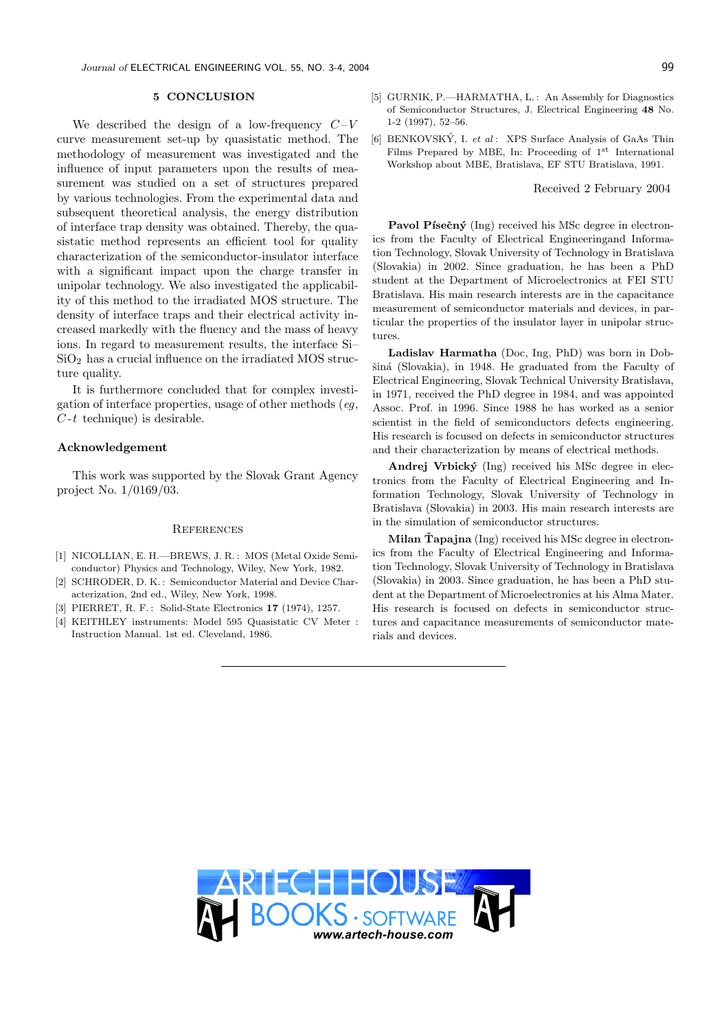## 5 CONCLUSION

We described the design of a low-frequency $C$–$V$ curve measurement set-up by quasistatic method. The methodology of measurement was investigated and the influence of input parameters upon the results of measurement was studied on a set of structures prepared by various technologies. From the experimental data and subsequent theoretical analysis, the energy distribution of interface trap density was obtained. Thereby, the quasistatic method represents an efficient tool for quality characterization of the semiconductor-insulator interface with a significant impact upon the charge transfer in unipolar technology. We also investigated the applicability of this method to the irradiated MOS structure. The density of interface traps and their electrical activity increased markedly with the fluency and the mass of heavy ions. In regard to measurement results, the interface Si–$SiO_2$ has a crucial influence on the irradiated MOS structure quality.

It is furthermore concluded that for complex investigation of interface properties, usage of other methods (*eg*, $C$-$t$ technique) is desirable.

### Acknowledgement

This work was supported by the Slovak Grant Agency project No. 1/0169/03.

### References

[1] NICOLLIAN, E. H.—BREWS, J. R.: MOS (Metal Oxide Semiconductor) Physics and Technology, Wiley, New York, 1982.

[2] SCHRODER, D. K.: Semiconductor Material and Device Characterization, 2nd ed., Wiley, New York, 1998.

[3] PIERRET, R. F.: Solid-State Electronics **17** (1974), 1257.

[4] KEITHLEY instruments: Model 595 Quasistatic CV Meter : Instruction Manual. 1st ed. Cleveland, 1986.

[5] GURNIK, P.—HARMATHA, L.: An Assembly for Diagnostics of Semiconductor Structures, J. Electrical Engineering **48** No. 1-2 (1997), 52–56.

[6] BENKOVSKÝ, I. *et al*: XPS Surface Analysis of GaAs Thin Films Prepared by MBE, In: Proceeding of 1st International Workshop about MBE, Bratislava, EF STU Bratislava, 1991.

Received 2 February 2004

**Pavol Písečný** (Ing) received his MSc degree in electronics from the Faculty of Electrical Engineeringand Information Technology, Slovak University of Technology in Bratislava (Slovakia) in 2002. Since graduation, he has been a PhD student at the Department of Microelectronics at FEI STU Bratislava. His main research interests are in the capacitance measurement of semiconductor materials and devices, in particular the properties of the insulator layer in unipolar structures.

**Ladislav Harmatha** (Doc, Ing, PhD) was born in Dobšiná (Slovakia), in 1948. He graduated from the Faculty of Electrical Engineering, Slovak Technical University Bratislava, in 1971, received the PhD degree in 1984, and was appointed Assoc. Prof. in 1996. Since 1988 he has worked as a senior scientist in the field of semiconductors defects engineering. His research is focused on defects in semiconductor structures and their characterization by means of electrical methods.

**Andrej Vrbický** (Ing) received his MSc degree in electronics from the Faculty of Electrical Engineering and Information Technology, Slovak University of Technology in Bratislava (Slovakia) in 2003. His main research interests are in the simulation of semiconductor structures.

**Milan Ťapajna** (Ing) received his MSc degree in electronics from the Faculty of Electrical Engineering and Information Technology, Slovak University of Technology in Bratislava (Slovakia) in 2003. Since graduation, he has been a PhD student at the Department of Microelectronics at his Alma Mater. His research is focused on defects in semiconductor structures and capacitance measurements of semiconductor materials and devices.

ARTECH HOUSE BOOKS · SOFTWARE www.artech-house.com